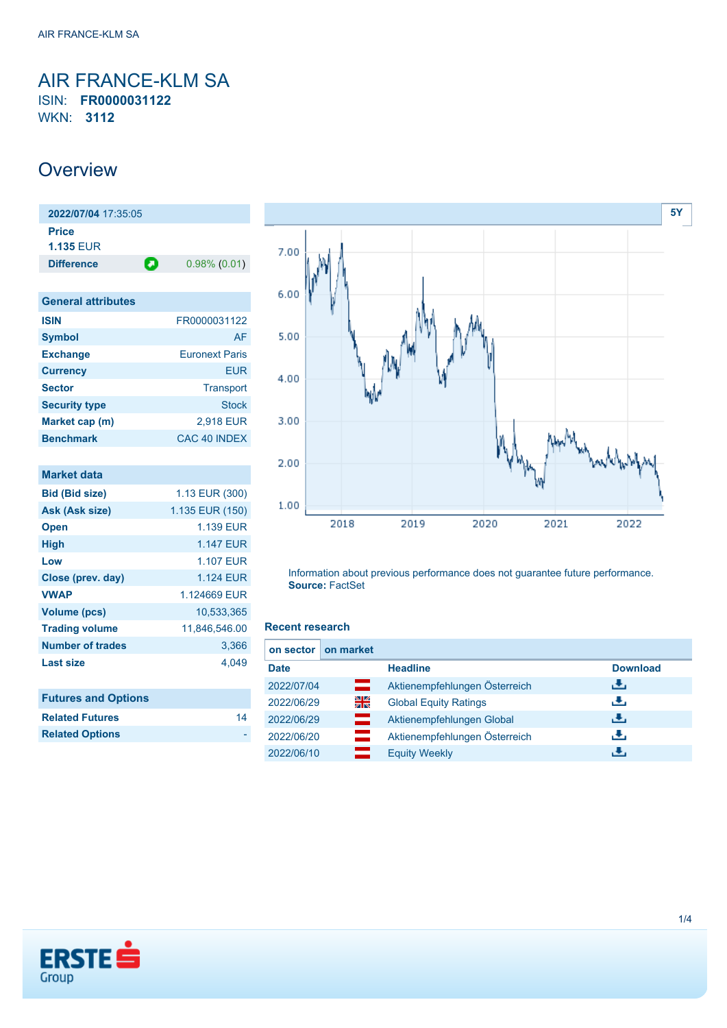# AIR FRANCE-KLM SA

ISIN: **FR0000031122**

WKN: **3112**

## Overview

| **2022/07/04** 17:35:05 | |
|---|---|
| **Price** | |
| **1.135** EUR | |
| **Difference** | 0.98% (0.01) |

| General attributes | |
|---|---|
| **ISIN** | FR0000031122 |
| **Symbol** | AF |
| **Exchange** | Euronext Paris |
| **Currency** | EUR |
| **Sector** | Transport |
| **Security type** | Stock |
| **Market cap (m)** | 2,918 EUR |
| **Benchmark** | CAC 40 INDEX |

| Market data | |
|---|---|
| **Bid (Bid size)** | 1.13 EUR (300) |
| **Ask (Ask size)** | 1.135 EUR (150) |
| **Open** | 1.139 EUR |
| **High** | 1.147 EUR |
| **Low** | 1.107 EUR |
| **Close (prev. day)** | 1.124 EUR |
| **VWAP** | 1.124669 EUR |
| **Volume (pcs)** | 10,533,365 |
| **Trading volume** | 11,846,546.00 |
| **Number of trades** | 3,366 |
| **Last size** | 4,049 |

| Futures and Options | |
|---|---|
| **Related Futures** | 14 |
| **Related Options** | - |

5Y

Information about previous performance does not guarantee future performance.
**Source:** FactSet

### Recent research

on sector | on market

| Date | | Headline | Download |
|---|---|---|---|
| 2022/07/04 | | Aktienempfehlungen Österreich | |
| 2022/06/29 | | Global Equity Ratings | |
| 2022/06/29 | | Aktienempfehlungen Global | |
| 2022/06/20 | | Aktienempfehlungen Österreich | |
| 2022/06/10 | | Equity Weekly | |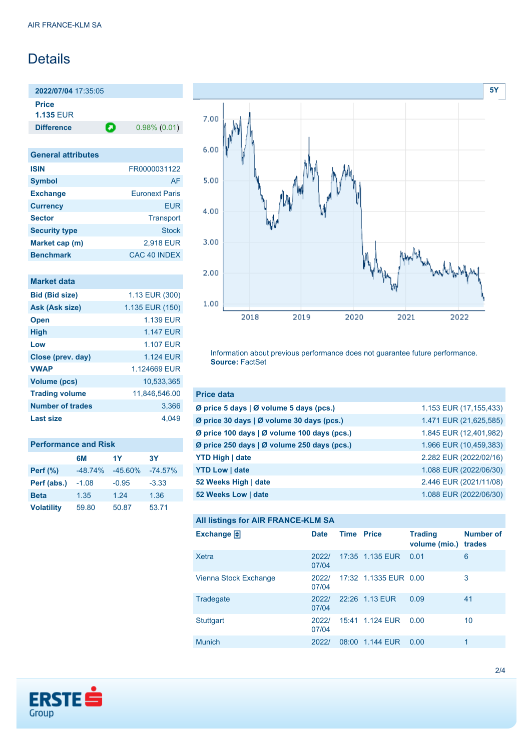AIR FRANCE-KLM SA

# Details

| **2022/07/04** 17:35:05 | |
|---|---|
| **Price** | |
| **1.135** EUR | |
| **Difference** | 0.98% (0.01) |

| General attributes | |
|---|---|
| **ISIN** | FR0000031122 |
| **Symbol** | AF |
| **Exchange** | Euronext Paris |
| **Currency** | EUR |
| **Sector** | Transport |
| **Security type** | Stock |
| **Market cap (m)** | 2,918 EUR |
| **Benchmark** | CAC 40 INDEX |

| Market data | |
|---|---|
| **Bid (Bid size)** | 1.13 EUR (300) |
| **Ask (Ask size)** | 1.135 EUR (150) |
| **Open** | 1.139 EUR |
| **High** | 1.147 EUR |
| **Low** | 1.107 EUR |
| **Close (prev. day)** | 1.124 EUR |
| **VWAP** | 1.124669 EUR |
| **Volume (pcs)** | 10,533,365 |
| **Trading volume** | 11,846,546.00 |
| **Number of trades** | 3,366 |
| **Last size** | 4,049 |

| Performance and Risk | 6M | 1Y | 3Y |
|---|---|---|---|
| **Perf (%)** | -48.74% | -45.60% | -74.57% |
| **Perf (abs.)** | -1.08 | -0.95 | -3.33 |
| **Beta** | 1.35 | 1.24 | 1.36 |
| **Volatility** | 59.80 | 50.87 | 53.71 |

Information about previous performance does not guarantee future performance.
**Source:** FactSet

| Price data | |
|---|---|
| **Ø price 5 days \| Ø volume 5 days (pcs.)** | 1.153 EUR (17,155,433) |
| **Ø price 30 days \| Ø volume 30 days (pcs.)** | 1.471 EUR (21,625,585) |
| **Ø price 100 days \| Ø volume 100 days (pcs.)** | 1.845 EUR (12,401,982) |
| **Ø price 250 days \| Ø volume 250 days (pcs.)** | 1.966 EUR (10,459,383) |
| **YTD High \| date** | 2.282 EUR (2022/02/16) |
| **YTD Low \| date** | 1.088 EUR (2022/06/30) |
| **52 Weeks High \| date** | 2.446 EUR (2021/11/08) |
| **52 Weeks Low \| date** | 1.088 EUR (2022/06/30) |

**All listings for AIR FRANCE-KLM SA**

| Exchange | Date | Time | Price | Trading volume (mio.) | Number of trades |
|---|---|---|---|---|---|
| Xetra | 2022/07/04 | 17:35 | 1.135 EUR | 0.01 | 6 |
| Vienna Stock Exchange | 2022/07/04 | 17:32 | 1.1335 EUR | 0.00 | 3 |
| Tradegate | 2022/07/04 | 22:26 | 1.13 EUR | 0.09 | 41 |
| Stuttgart | 2022/07/04 | 15:41 | 1.124 EUR | 0.00 | 10 |
| Munich | 2022/ | 08:00 | 1.144 EUR | 0.00 | 1 |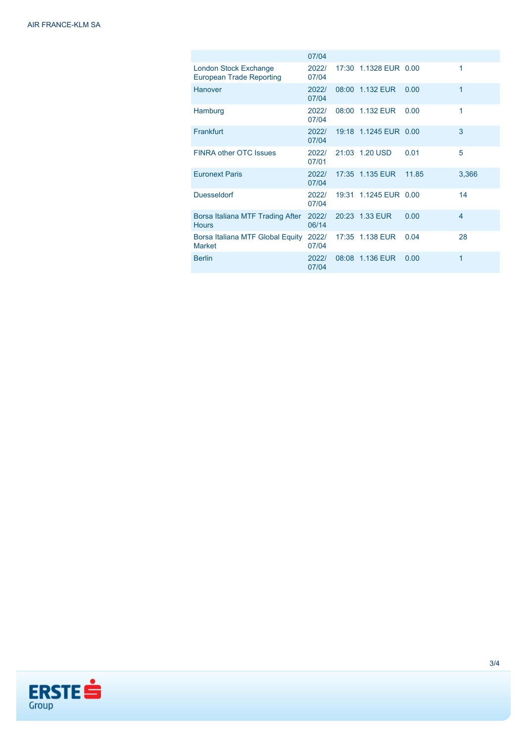| | | | | | |
|---|---|---|---|---|---|
| | 07/04 | | | | |
| London Stock Exchange European Trade Reporting | 2022/ 07/04 | 17:30 | 1.1328 EUR | 0.00 | 1 |
| Hanover | 2022/ 07/04 | 08:00 | 1.132 EUR | 0.00 | 1 |
| Hamburg | 2022/ 07/04 | 08:00 | 1.132 EUR | 0.00 | 1 |
| Frankfurt | 2022/ 07/04 | 19:18 | 1.1245 EUR | 0.00 | 3 |
| FINRA other OTC Issues | 2022/ 07/01 | 21:03 | 1.20 USD | 0.01 | 5 |
| Euronext Paris | 2022/ 07/04 | 17:35 | 1.135 EUR | 11.85 | 3,366 |
| Duesseldorf | 2022/ 07/04 | 19:31 | 1.1245 EUR | 0.00 | 14 |
| Borsa Italiana MTF Trading After Hours | 2022/ 06/14 | 20:23 | 1.33 EUR | 0.00 | 4 |
| Borsa Italiana MTF Global Equity Market | 2022/ 07/04 | 17:35 | 1.138 EUR | 0.04 | 28 |
| Berlin | 2022/ 07/04 | 08:08 | 1.136 EUR | 0.00 | 1 |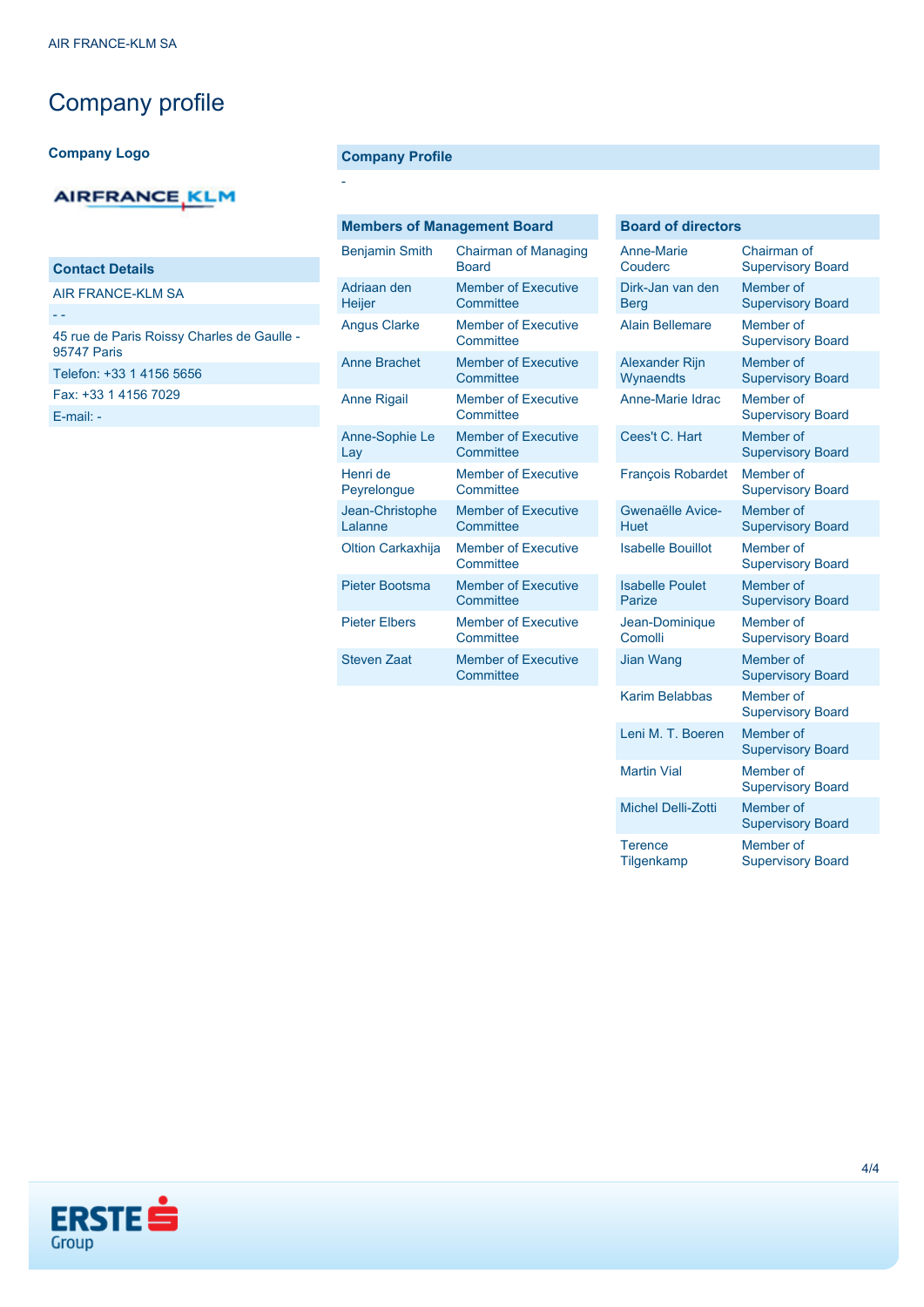# Company profile

### Company Logo

### Contact Details

AIR FRANCE-KLM SA

- -

45 rue de Paris Roissy Charles de Gaulle - 95747 Paris

Telefon: +33 1 4156 5656

Fax: +33 1 4156 7029

E-mail: -

### Company Profile

-

### Members of Management Board

| | |
|---|---|
| Benjamin Smith | Chairman of Managing Board |
| Adriaan den Heijer | Member of Executive Committee |
| Angus Clarke | Member of Executive Committee |
| Anne Brachet | Member of Executive Committee |
| Anne Rigail | Member of Executive Committee |
| Anne-Sophie Le Lay | Member of Executive Committee |
| Henri de Peyrelongue | Member of Executive Committee |
| Jean-Christophe Lalanne | Member of Executive Committee |
| Oltion Carkaxhija | Member of Executive Committee |
| Pieter Bootsma | Member of Executive Committee |
| Pieter Elbers | Member of Executive Committee |
| Steven Zaat | Member of Executive Committee |

### Board of directors

| | |
|---|---|
| Anne-Marie Couderc | Chairman of Supervisory Board |
| Dirk-Jan van den Berg | Member of Supervisory Board |
| Alain Bellemare | Member of Supervisory Board |
| Alexander Rijn Wynaendts | Member of Supervisory Board |
| Anne-Marie Idrac | Member of Supervisory Board |
| Cees't C. Hart | Member of Supervisory Board |
| François Robardet | Member of Supervisory Board |
| Gwenaëlle Avice-Huet | Member of Supervisory Board |
| Isabelle Bouillot | Member of Supervisory Board |
| Isabelle Poulet Parize | Member of Supervisory Board |
| Jean-Dominique Comolli | Member of Supervisory Board |
| Jian Wang | Member of Supervisory Board |
| Karim Belabbas | Member of Supervisory Board |
| Leni M. T. Boeren | Member of Supervisory Board |
| Martin Vial | Member of Supervisory Board |
| Michel Delli-Zotti | Member of Supervisory Board |
| Terence Tilgenkamp | Member of Supervisory Board |